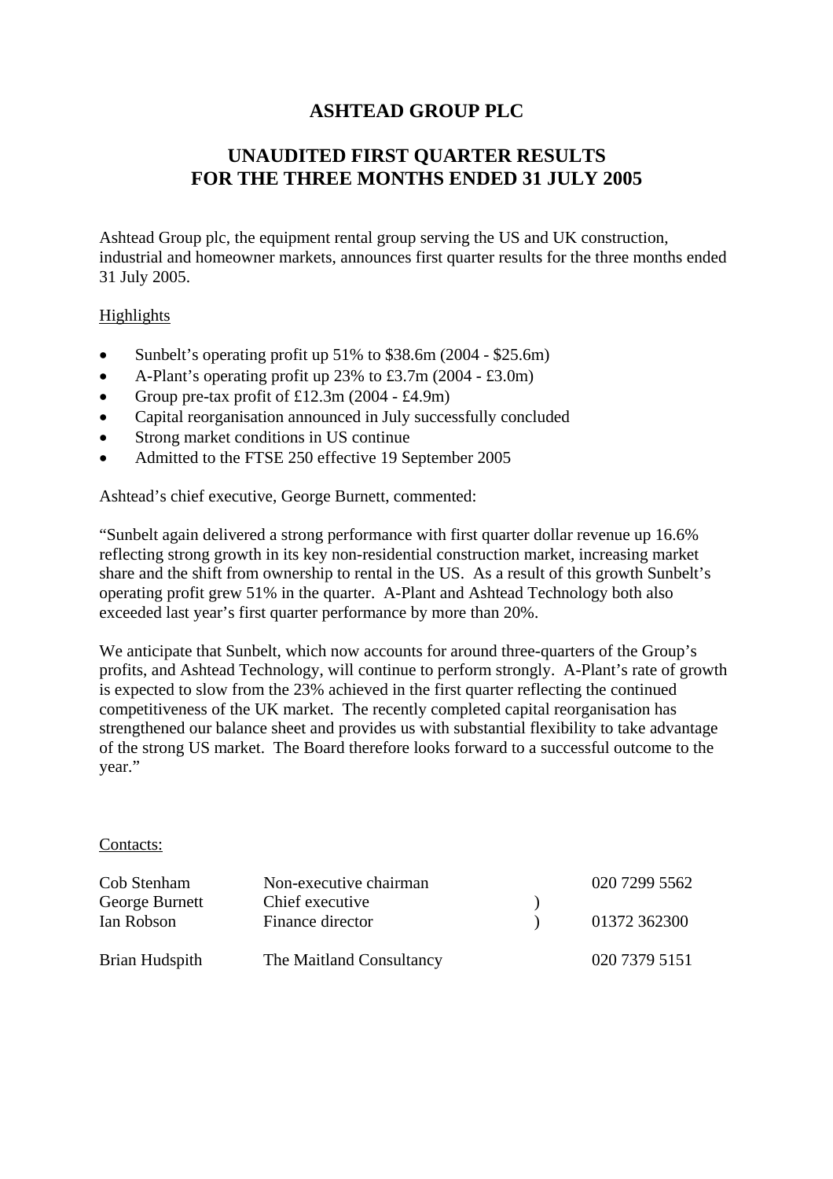# ASHTEAD GROUP PLC

## UNAUDITED FIRST QUARTER RESULTS FOR THE THREE MONTHS ENDED 31 JULY 2005

Ashtead Group plc, the equipment rental group serving the US and UK construction, industrial and homeowner markets, announces first quarter results for the three months ended 31 July 2005.

Highlights

- Sunbelt's operating profit up 51% to $38.6m (2004 - $25.6m)
- A-Plant's operating profit up 23% to £3.7m (2004 - £3.0m)
- Group pre-tax profit of £12.3m (2004 - £4.9m)
- Capital reorganisation announced in July successfully concluded
- Strong market conditions in US continue
- Admitted to the FTSE 250 effective 19 September 2005

Ashtead's chief executive, George Burnett, commented:

"Sunbelt again delivered a strong performance with first quarter dollar revenue up 16.6% reflecting strong growth in its key non-residential construction market, increasing market share and the shift from ownership to rental in the US. As a result of this growth Sunbelt's operating profit grew 51% in the quarter. A-Plant and Ashtead Technology both also exceeded last year's first quarter performance by more than 20%.

We anticipate that Sunbelt, which now accounts for around three-quarters of the Group's profits, and Ashtead Technology, will continue to perform strongly. A-Plant's rate of growth is expected to slow from the 23% achieved in the first quarter reflecting the continued competitiveness of the UK market. The recently completed capital reorganisation has strengthened our balance sheet and provides us with substantial flexibility to take advantage of the strong US market. The Board therefore looks forward to a successful outcome to the year."

Contacts:

| | | | |
|---|---|---|---|
| Cob Stenham | Non-executive chairman | | 020 7299 5562 |
| George Burnett | Chief executive | ) | |
| Ian Robson | Finance director | ) | 01372 362300 |
| | | | |
| Brian Hudspith | The Maitland Consultancy | | 020 7379 5151 |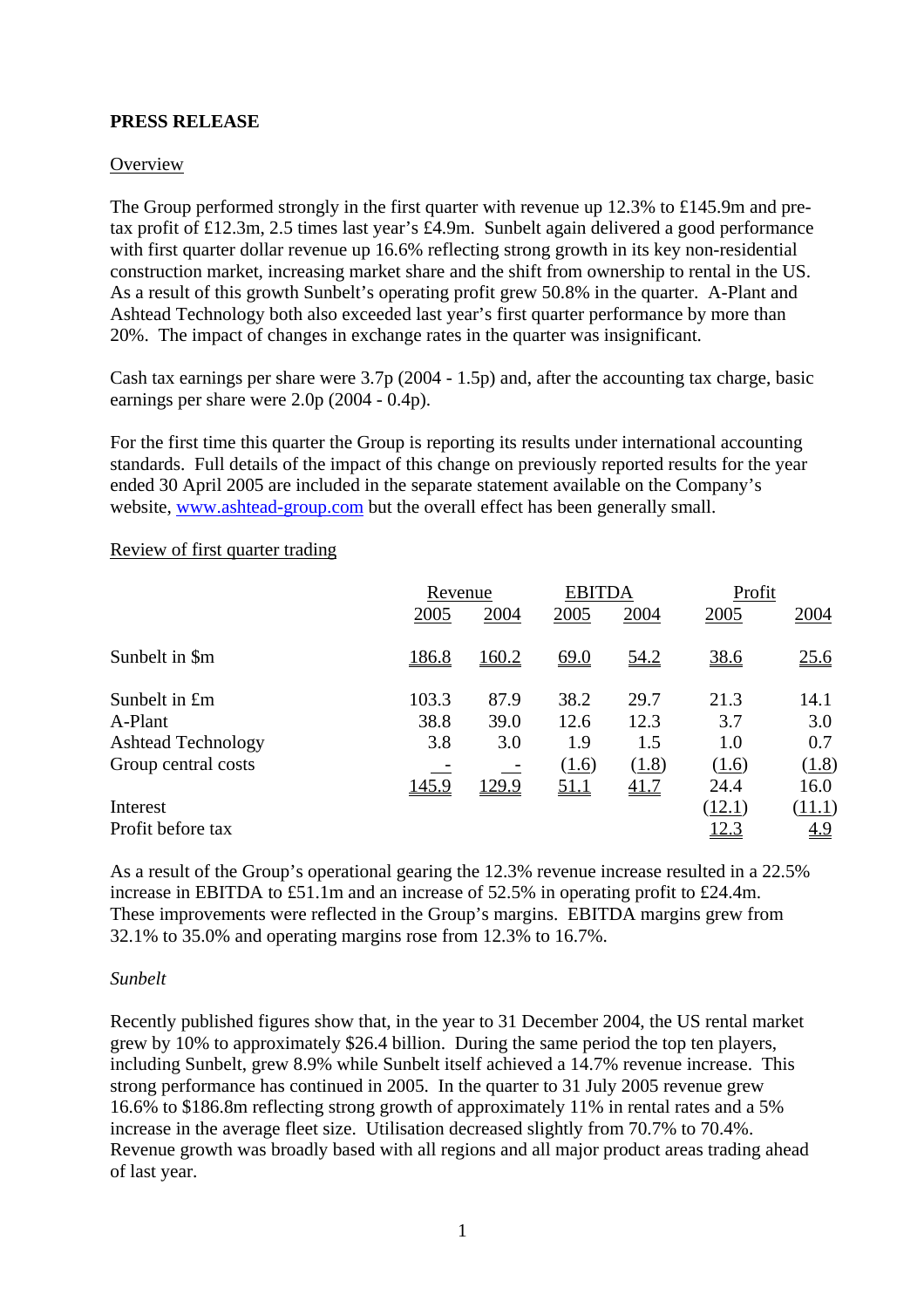**PRESS RELEASE**

Overview

The Group performed strongly in the first quarter with revenue up 12.3% to £145.9m and pre-tax profit of £12.3m, 2.5 times last year's £4.9m. Sunbelt again delivered a good performance with first quarter dollar revenue up 16.6% reflecting strong growth in its key non-residential construction market, increasing market share and the shift from ownership to rental in the US. As a result of this growth Sunbelt's operating profit grew 50.8% in the quarter. A-Plant and Ashtead Technology both also exceeded last year's first quarter performance by more than 20%. The impact of changes in exchange rates in the quarter was insignificant.

Cash tax earnings per share were 3.7p (2004 - 1.5p) and, after the accounting tax charge, basic earnings per share were 2.0p (2004 - 0.4p).

For the first time this quarter the Group is reporting its results under international accounting standards. Full details of the impact of this change on previously reported results for the year ended 30 April 2005 are included in the separate statement available on the Company's website, www.ashtead-group.com but the overall effect has been generally small.

Review of first quarter trading

| | Revenue | | EBITDA | | Profit | |
|---|---|---|---|---|---|---|
| | 2005 | 2004 | 2005 | 2004 | 2005 | 2004 |
| Sunbelt in $m | 186.8 | 160.2 | 69.0 | 54.2 | 38.6 | 25.6 |
| Sunbelt in £m | 103.3 | 87.9 | 38.2 | 29.7 | 21.3 | 14.1 |
| A-Plant | 38.8 | 39.0 | 12.6 | 12.3 | 3.7 | 3.0 |
| Ashtead Technology | 3.8 | 3.0 | 1.9 | 1.5 | 1.0 | 0.7 |
| Group central costs | - | - | (1.6) | (1.8) | (1.6) | (1.8) |
| | 145.9 | 129.9 | 51.1 | 41.7 | 24.4 | 16.0 |
| Interest | | | | | (12.1) | (11.1) |
| Profit before tax | | | | | 12.3 | 4.9 |

As a result of the Group's operational gearing the 12.3% revenue increase resulted in a 22.5% increase in EBITDA to £51.1m and an increase of 52.5% in operating profit to £24.4m. These improvements were reflected in the Group's margins. EBITDA margins grew from 32.1% to 35.0% and operating margins rose from 12.3% to 16.7%.

*Sunbelt*

Recently published figures show that, in the year to 31 December 2004, the US rental market grew by 10% to approximately $26.4 billion. During the same period the top ten players, including Sunbelt, grew 8.9% while Sunbelt itself achieved a 14.7% revenue increase. This strong performance has continued in 2005. In the quarter to 31 July 2005 revenue grew 16.6% to $186.8m reflecting strong growth of approximately 11% in rental rates and a 5% increase in the average fleet size. Utilisation decreased slightly from 70.7% to 70.4%. Revenue growth was broadly based with all regions and all major product areas trading ahead of last year.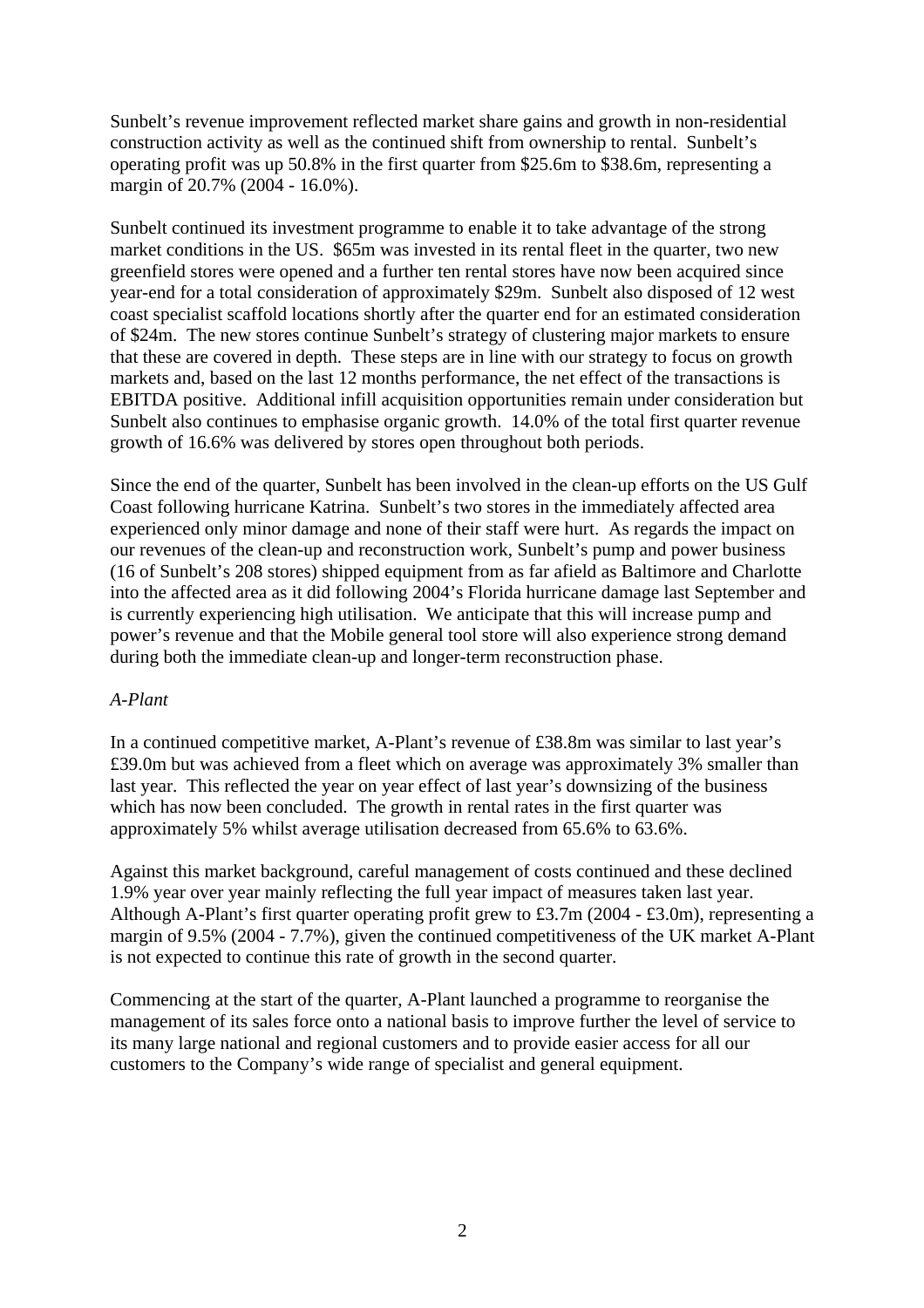Sunbelt's revenue improvement reflected market share gains and growth in non-residential construction activity as well as the continued shift from ownership to rental. Sunbelt's operating profit was up 50.8% in the first quarter from \$25.6m to \$38.6m, representing a margin of 20.7% (2004 - 16.0%).

Sunbelt continued its investment programme to enable it to take advantage of the strong market conditions in the US. \$65m was invested in its rental fleet in the quarter, two new greenfield stores were opened and a further ten rental stores have now been acquired since year-end for a total consideration of approximately \$29m. Sunbelt also disposed of 12 west coast specialist scaffold locations shortly after the quarter end for an estimated consideration of \$24m. The new stores continue Sunbelt's strategy of clustering major markets to ensure that these are covered in depth. These steps are in line with our strategy to focus on growth markets and, based on the last 12 months performance, the net effect of the transactions is EBITDA positive. Additional infill acquisition opportunities remain under consideration but Sunbelt also continues to emphasise organic growth. 14.0% of the total first quarter revenue growth of 16.6% was delivered by stores open throughout both periods.

Since the end of the quarter, Sunbelt has been involved in the clean-up efforts on the US Gulf Coast following hurricane Katrina. Sunbelt's two stores in the immediately affected area experienced only minor damage and none of their staff were hurt. As regards the impact on our revenues of the clean-up and reconstruction work, Sunbelt's pump and power business (16 of Sunbelt's 208 stores) shipped equipment from as far afield as Baltimore and Charlotte into the affected area as it did following 2004's Florida hurricane damage last September and is currently experiencing high utilisation. We anticipate that this will increase pump and power's revenue and that the Mobile general tool store will also experience strong demand during both the immediate clean-up and longer-term reconstruction phase.

*A-Plant*

In a continued competitive market, A-Plant's revenue of £38.8m was similar to last year's £39.0m but was achieved from a fleet which on average was approximately 3% smaller than last year. This reflected the year on year effect of last year's downsizing of the business which has now been concluded. The growth in rental rates in the first quarter was approximately 5% whilst average utilisation decreased from 65.6% to 63.6%.

Against this market background, careful management of costs continued and these declined 1.9% year over year mainly reflecting the full year impact of measures taken last year. Although A-Plant's first quarter operating profit grew to £3.7m (2004 - £3.0m), representing a margin of 9.5% (2004 - 7.7%), given the continued competitiveness of the UK market A-Plant is not expected to continue this rate of growth in the second quarter.

Commencing at the start of the quarter, A-Plant launched a programme to reorganise the management of its sales force onto a national basis to improve further the level of service to its many large national and regional customers and to provide easier access for all our customers to the Company's wide range of specialist and general equipment.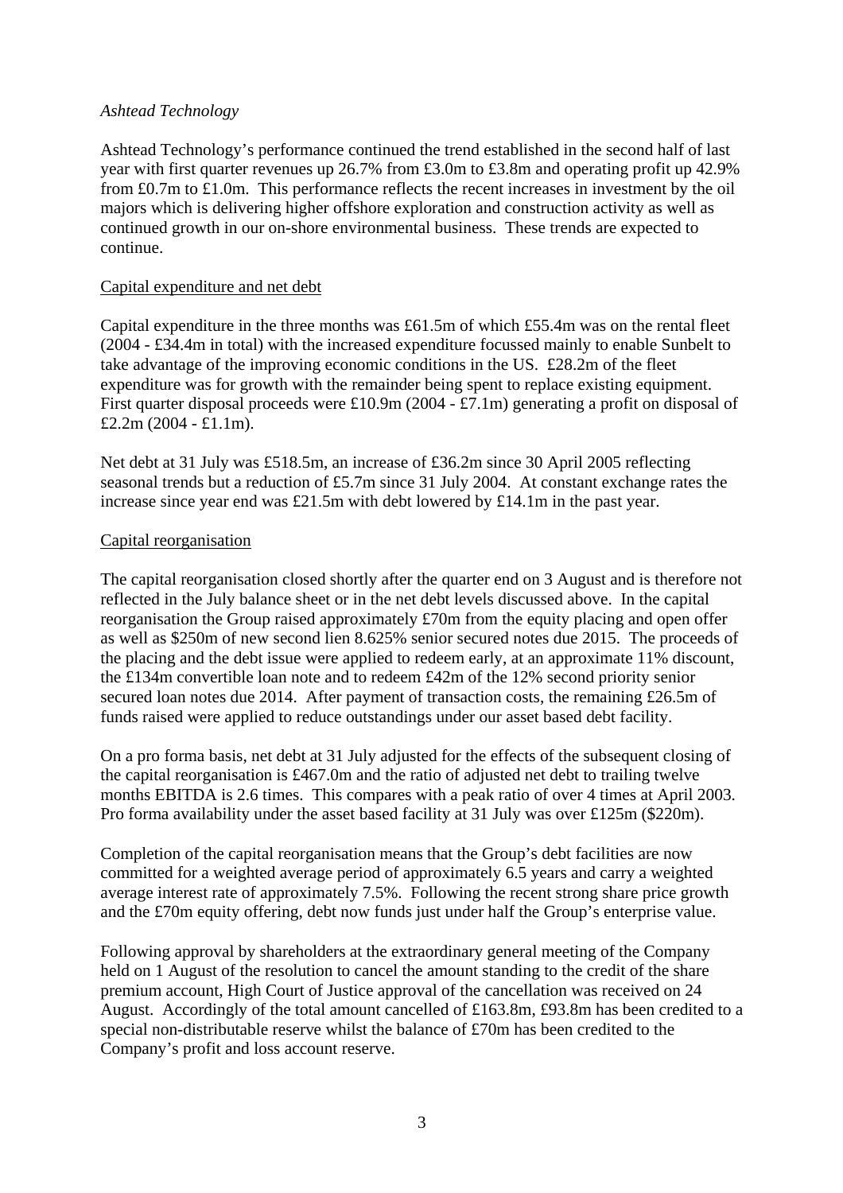*Ashtead Technology*

Ashtead Technology's performance continued the trend established in the second half of last year with first quarter revenues up 26.7% from £3.0m to £3.8m and operating profit up 42.9% from £0.7m to £1.0m. This performance reflects the recent increases in investment by the oil majors which is delivering higher offshore exploration and construction activity as well as continued growth in our on-shore environmental business. These trends are expected to continue.

Capital expenditure and net debt

Capital expenditure in the three months was £61.5m of which £55.4m was on the rental fleet (2004 - £34.4m in total) with the increased expenditure focussed mainly to enable Sunbelt to take advantage of the improving economic conditions in the US. £28.2m of the fleet expenditure was for growth with the remainder being spent to replace existing equipment. First quarter disposal proceeds were £10.9m (2004 - £7.1m) generating a profit on disposal of £2.2m (2004 - £1.1m).

Net debt at 31 July was £518.5m, an increase of £36.2m since 30 April 2005 reflecting seasonal trends but a reduction of £5.7m since 31 July 2004. At constant exchange rates the increase since year end was £21.5m with debt lowered by £14.1m in the past year.

Capital reorganisation

The capital reorganisation closed shortly after the quarter end on 3 August and is therefore not reflected in the July balance sheet or in the net debt levels discussed above. In the capital reorganisation the Group raised approximately £70m from the equity placing and open offer as well as \$250m of new second lien 8.625% senior secured notes due 2015. The proceeds of the placing and the debt issue were applied to redeem early, at an approximate 11% discount, the £134m convertible loan note and to redeem £42m of the 12% second priority senior secured loan notes due 2014. After payment of transaction costs, the remaining £26.5m of funds raised were applied to reduce outstandings under our asset based debt facility.

On a pro forma basis, net debt at 31 July adjusted for the effects of the subsequent closing of the capital reorganisation is £467.0m and the ratio of adjusted net debt to trailing twelve months EBITDA is 2.6 times. This compares with a peak ratio of over 4 times at April 2003. Pro forma availability under the asset based facility at 31 July was over £125m (\$220m).

Completion of the capital reorganisation means that the Group's debt facilities are now committed for a weighted average period of approximately 6.5 years and carry a weighted average interest rate of approximately 7.5%. Following the recent strong share price growth and the £70m equity offering, debt now funds just under half the Group's enterprise value.

Following approval by shareholders at the extraordinary general meeting of the Company held on 1 August of the resolution to cancel the amount standing to the credit of the share premium account, High Court of Justice approval of the cancellation was received on 24 August. Accordingly of the total amount cancelled of £163.8m, £93.8m has been credited to a special non-distributable reserve whilst the balance of £70m has been credited to the Company's profit and loss account reserve.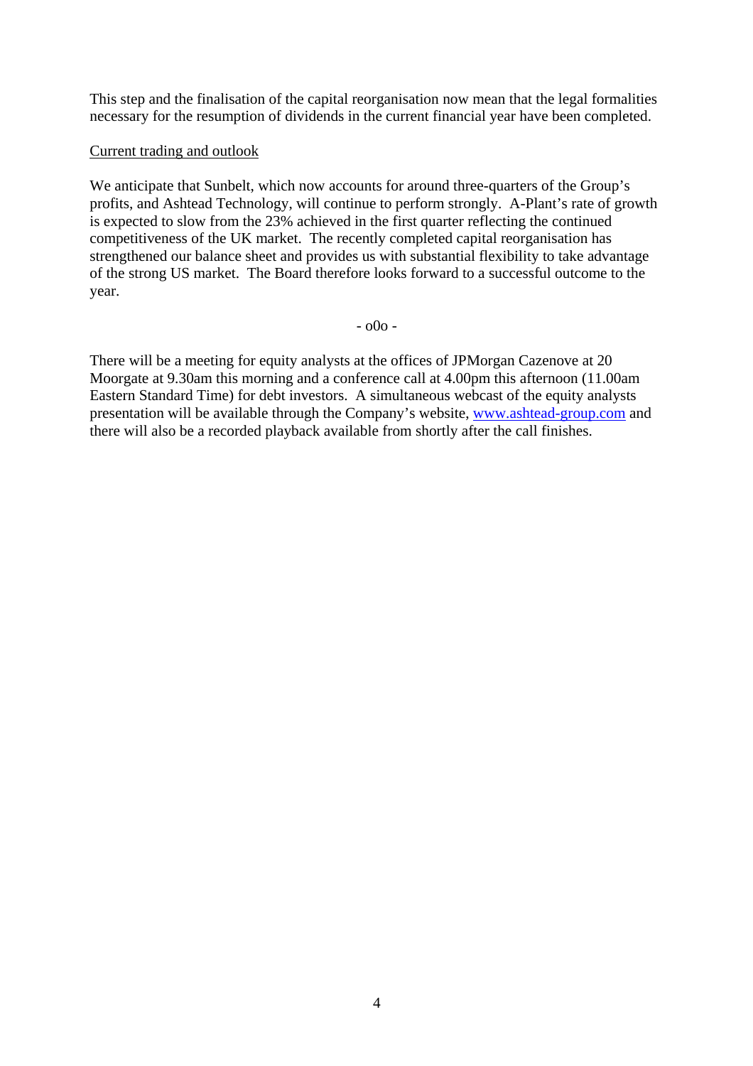This step and the finalisation of the capital reorganisation now mean that the legal formalities necessary for the resumption of dividends in the current financial year have been completed.

<u>Current trading and outlook</u>

We anticipate that Sunbelt, which now accounts for around three-quarters of the Group's profits, and Ashtead Technology, will continue to perform strongly. A-Plant's rate of growth is expected to slow from the 23% achieved in the first quarter reflecting the continued competitiveness of the UK market. The recently completed capital reorganisation has strengthened our balance sheet and provides us with substantial flexibility to take advantage of the strong US market. The Board therefore looks forward to a successful outcome to the year.

- o0o -

There will be a meeting for equity analysts at the offices of JPMorgan Cazenove at 20 Moorgate at 9.30am this morning and a conference call at 4.00pm this afternoon (11.00am Eastern Standard Time) for debt investors. A simultaneous webcast of the equity analysts presentation will be available through the Company's website, www.ashtead-group.com and there will also be a recorded playback available from shortly after the call finishes.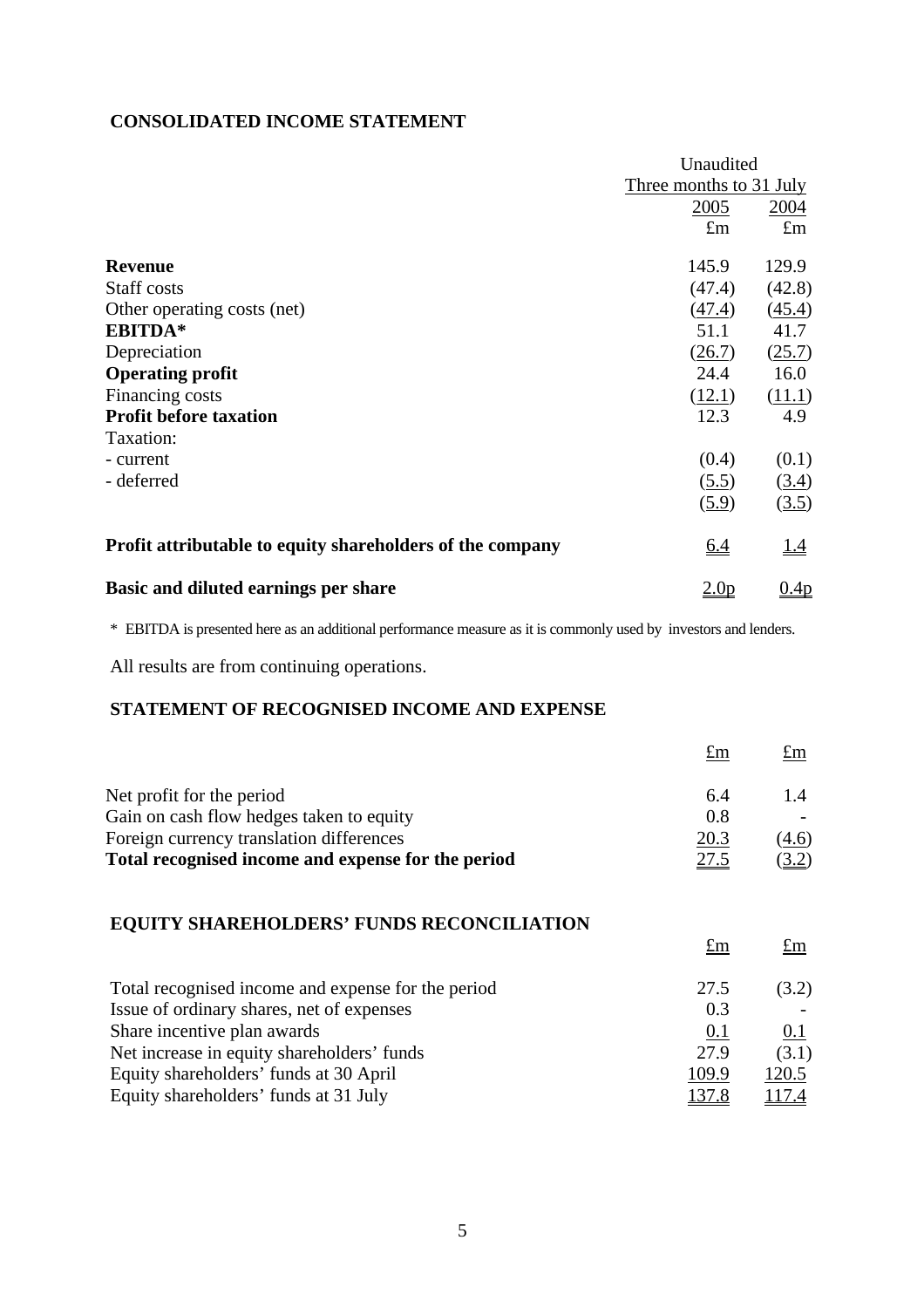## CONSOLIDATED INCOME STATEMENT

| | Unaudited | |
|---|---|---|
| | Three months to 31 July | |
| | 2005 | 2004 |
| | £m | £m |
| **Revenue** | 145.9 | 129.9 |
| Staff costs | (47.4) | (42.8) |
| Other operating costs (net) | (47.4) | (45.4) |
| **EBITDA*** | 51.1 | 41.7 |
| Depreciation | (26.7) | (25.7) |
| **Operating profit** | 24.4 | 16.0 |
| Financing costs | (12.1) | (11.1) |
| **Profit before taxation** | 12.3 | 4.9 |
| Taxation: | | |
| - current | (0.4) | (0.1) |
| - deferred | (5.5) | (3.4) |
| | (5.9) | (3.5) |
| **Profit attributable to equity shareholders of the company** | 6.4 | 1.4 |
| **Basic and diluted earnings per share** | 2.0p | 0.4p |

* EBITDA is presented here as an additional performance measure as it is commonly used by investors and lenders.

All results are from continuing operations.

## STATEMENT OF RECOGNISED INCOME AND EXPENSE

| | £m | £m |
|---|---|---|
| Net profit for the period | 6.4 | 1.4 |
| Gain on cash flow hedges taken to equity | 0.8 | - |
| Foreign currency translation differences | 20.3 | (4.6) |
| **Total recognised income and expense for the period** | 27.5 | (3.2) |

## EQUITY SHAREHOLDERS' FUNDS RECONCILIATION

| | £m | £m |
|---|---|---|
| Total recognised income and expense for the period | 27.5 | (3.2) |
| Issue of ordinary shares, net of expenses | 0.3 | - |
| Share incentive plan awards | 0.1 | 0.1 |
| Net increase in equity shareholders' funds | 27.9 | (3.1) |
| Equity shareholders' funds at 30 April | 109.9 | 120.5 |
| Equity shareholders' funds at 31 July | 137.8 | 117.4 |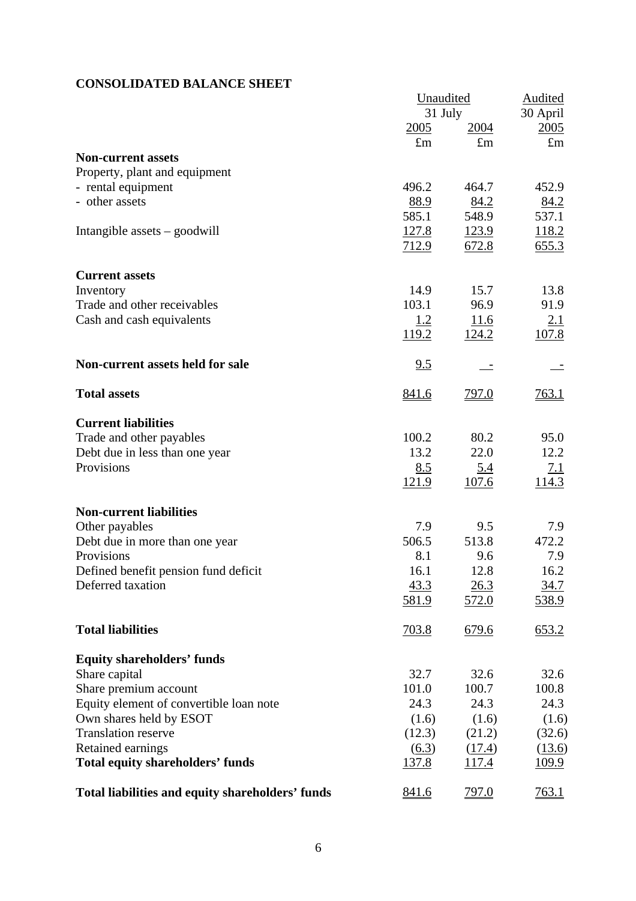## CONSOLIDATED BALANCE SHEET

| | Unaudited | | Audited |
|---|---|---|---|
| | 31 July | | 30 April |
| | 2005 | 2004 | 2005 |
| | £m | £m | £m |
| **Non-current assets** | | | |
| Property, plant and equipment | | | |
| - rental equipment | 496.2 | 464.7 | 452.9 |
| - other assets | 88.9 | 84.2 | 84.2 |
| | 585.1 | 548.9 | 537.1 |
| Intangible assets – goodwill | 127.8 | 123.9 | 118.2 |
| | 712.9 | 672.8 | 655.3 |
| **Current assets** | | | |
| Inventory | 14.9 | 15.7 | 13.8 |
| Trade and other receivables | 103.1 | 96.9 | 91.9 |
| Cash and cash equivalents | 1.2 | 11.6 | 2.1 |
| | 119.2 | 124.2 | 107.8 |
| **Non-current assets held for sale** | 9.5 | - | - |
| **Total assets** | 841.6 | 797.0 | 763.1 |
| **Current liabilities** | | | |
| Trade and other payables | 100.2 | 80.2 | 95.0 |
| Debt due in less than one year | 13.2 | 22.0 | 12.2 |
| Provisions | 8.5 | 5.4 | 7.1 |
| | 121.9 | 107.6 | 114.3 |
| **Non-current liabilities** | | | |
| Other payables | 7.9 | 9.5 | 7.9 |
| Debt due in more than one year | 506.5 | 513.8 | 472.2 |
| Provisions | 8.1 | 9.6 | 7.9 |
| Defined benefit pension fund deficit | 16.1 | 12.8 | 16.2 |
| Deferred taxation | 43.3 | 26.3 | 34.7 |
| | 581.9 | 572.0 | 538.9 |
| **Total liabilities** | 703.8 | 679.6 | 653.2 |
| **Equity shareholders' funds** | | | |
| Share capital | 32.7 | 32.6 | 32.6 |
| Share premium account | 101.0 | 100.7 | 100.8 |
| Equity element of convertible loan note | 24.3 | 24.3 | 24.3 |
| Own shares held by ESOT | (1.6) | (1.6) | (1.6) |
| Translation reserve | (12.3) | (21.2) | (32.6) |
| Retained earnings | (6.3) | (17.4) | (13.6) |
| **Total equity shareholders' funds** | 137.8 | 117.4 | 109.9 |
| **Total liabilities and equity shareholders' funds** | 841.6 | 797.0 | 763.1 |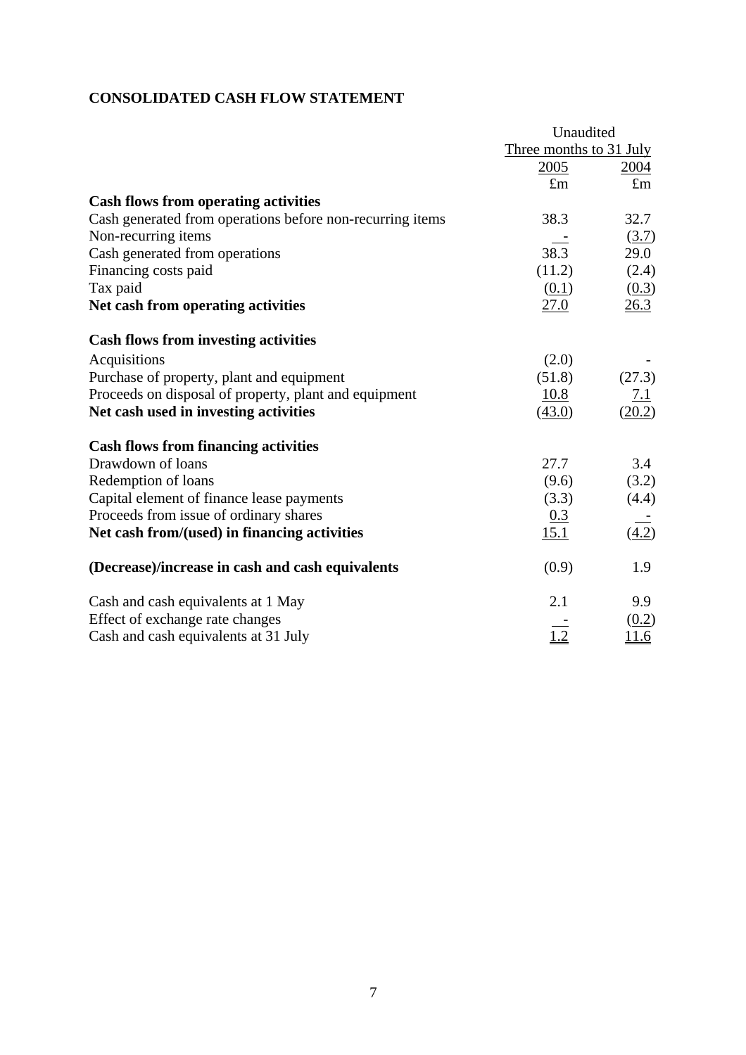# CONSOLIDATED CASH FLOW STATEMENT

| | Unaudited | |
|---|---|---|
| | Three months to 31 July | |
| | 2005 | 2004 |
| | £m | £m |
| **Cash flows from operating activities** | | |
| Cash generated from operations before non-recurring items | 38.3 | 32.7 |
| Non-recurring items | - | (3.7) |
| Cash generated from operations | 38.3 | 29.0 |
| Financing costs paid | (11.2) | (2.4) |
| Tax paid | (0.1) | (0.3) |
| **Net cash from operating activities** | 27.0 | 26.3 |
| | | |
| **Cash flows from investing activities** | | |
| Acquisitions | (2.0) | - |
| Purchase of property, plant and equipment | (51.8) | (27.3) |
| Proceeds on disposal of property, plant and equipment | 10.8 | 7.1 |
| **Net cash used in investing activities** | (43.0) | (20.2) |
| | | |
| **Cash flows from financing activities** | | |
| Drawdown of loans | 27.7 | 3.4 |
| Redemption of loans | (9.6) | (3.2) |
| Capital element of finance lease payments | (3.3) | (4.4) |
| Proceeds from issue of ordinary shares | 0.3 | - |
| **Net cash from/(used) in financing activities** | 15.1 | (4.2) |
| | | |
| **(Decrease)/increase in cash and cash equivalents** | (0.9) | 1.9 |
| | | |
| Cash and cash equivalents at 1 May | 2.1 | 9.9 |
| Effect of exchange rate changes | - | (0.2) |
| Cash and cash equivalents at 31 July | 1.2 | 11.6 |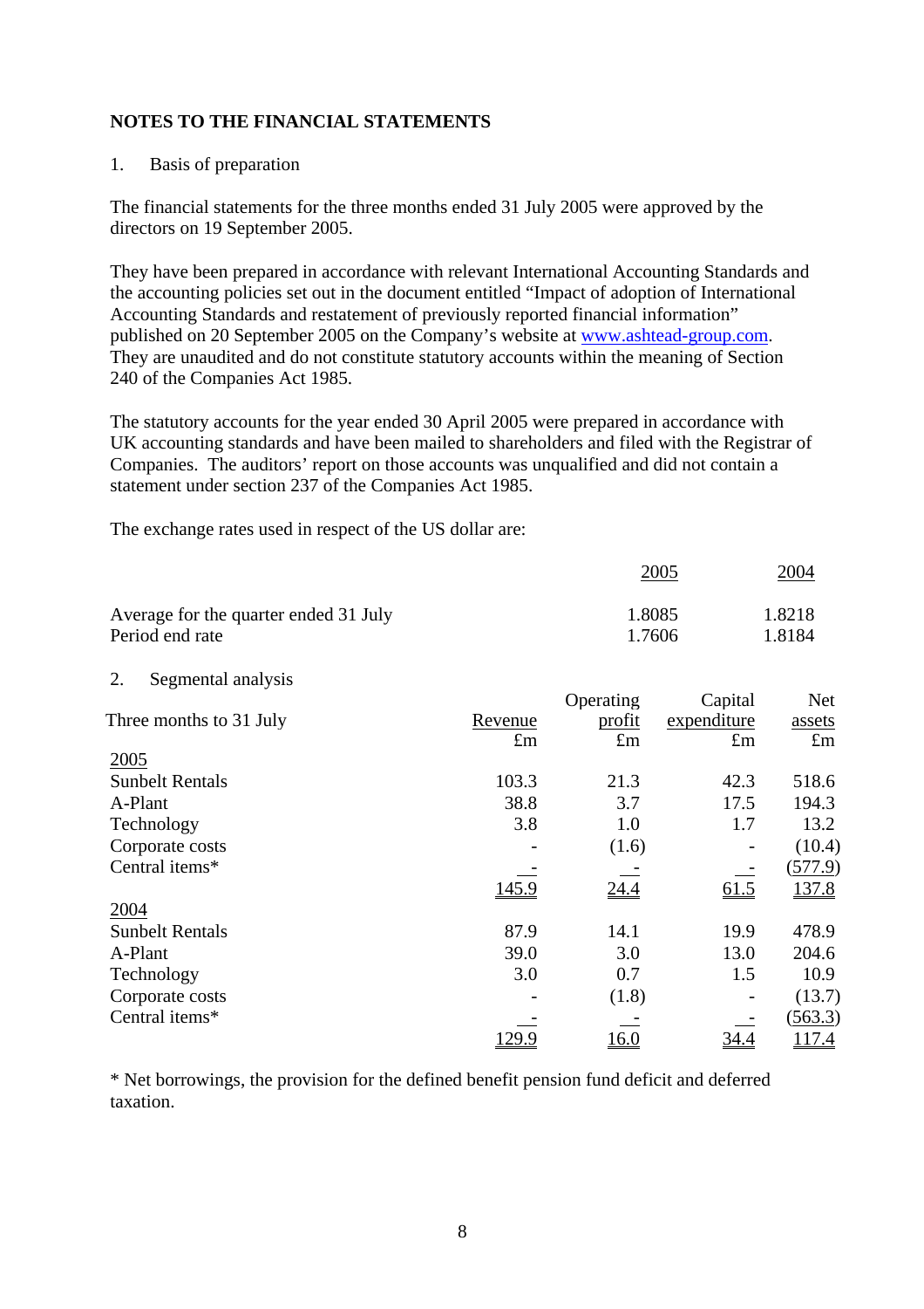# NOTES TO THE FINANCIAL STATEMENTS

## 1. Basis of preparation

The financial statements for the three months ended 31 July 2005 were approved by the directors on 19 September 2005.

They have been prepared in accordance with relevant International Accounting Standards and the accounting policies set out in the document entitled "Impact of adoption of International Accounting Standards and restatement of previously reported financial information" published on 20 September 2005 on the Company's website at www.ashtead-group.com. They are unaudited and do not constitute statutory accounts within the meaning of Section 240 of the Companies Act 1985.

The statutory accounts for the year ended 30 April 2005 were prepared in accordance with UK accounting standards and have been mailed to shareholders and filed with the Registrar of Companies. The auditors' report on those accounts was unqualified and did not contain a statement under section 237 of the Companies Act 1985.

The exchange rates used in respect of the US dollar are:

| | 2005 | 2004 |
|---|---|---|
| Average for the quarter ended 31 July | 1.8085 | 1.8218 |
| Period end rate | 1.7606 | 1.8184 |

## 2. Segmental analysis

| Three months to 31 July | Revenue | Operating profit | Capital expenditure | Net assets |
|---|---|---|---|---|
| | £m | £m | £m | £m |
| **2005** | | | | |
| Sunbelt Rentals | 103.3 | 21.3 | 42.3 | 518.6 |
| A-Plant | 38.8 | 3.7 | 17.5 | 194.3 |
| Technology | 3.8 | 1.0 | 1.7 | 13.2 |
| Corporate costs | - | (1.6) | - | (10.4) |
| Central items* | - | - | - | (577.9) |
| | 145.9 | 24.4 | 61.5 | 137.8 |
| **2004** | | | | |
| Sunbelt Rentals | 87.9 | 14.1 | 19.9 | 478.9 |
| A-Plant | 39.0 | 3.0 | 13.0 | 204.6 |
| Technology | 3.0 | 0.7 | 1.5 | 10.9 |
| Corporate costs | - | (1.8) | - | (13.7) |
| Central items* | - | - | - | (563.3) |
| | 129.9 | 16.0 | 34.4 | 117.4 |

* Net borrowings, the provision for the defined benefit pension fund deficit and deferred taxation.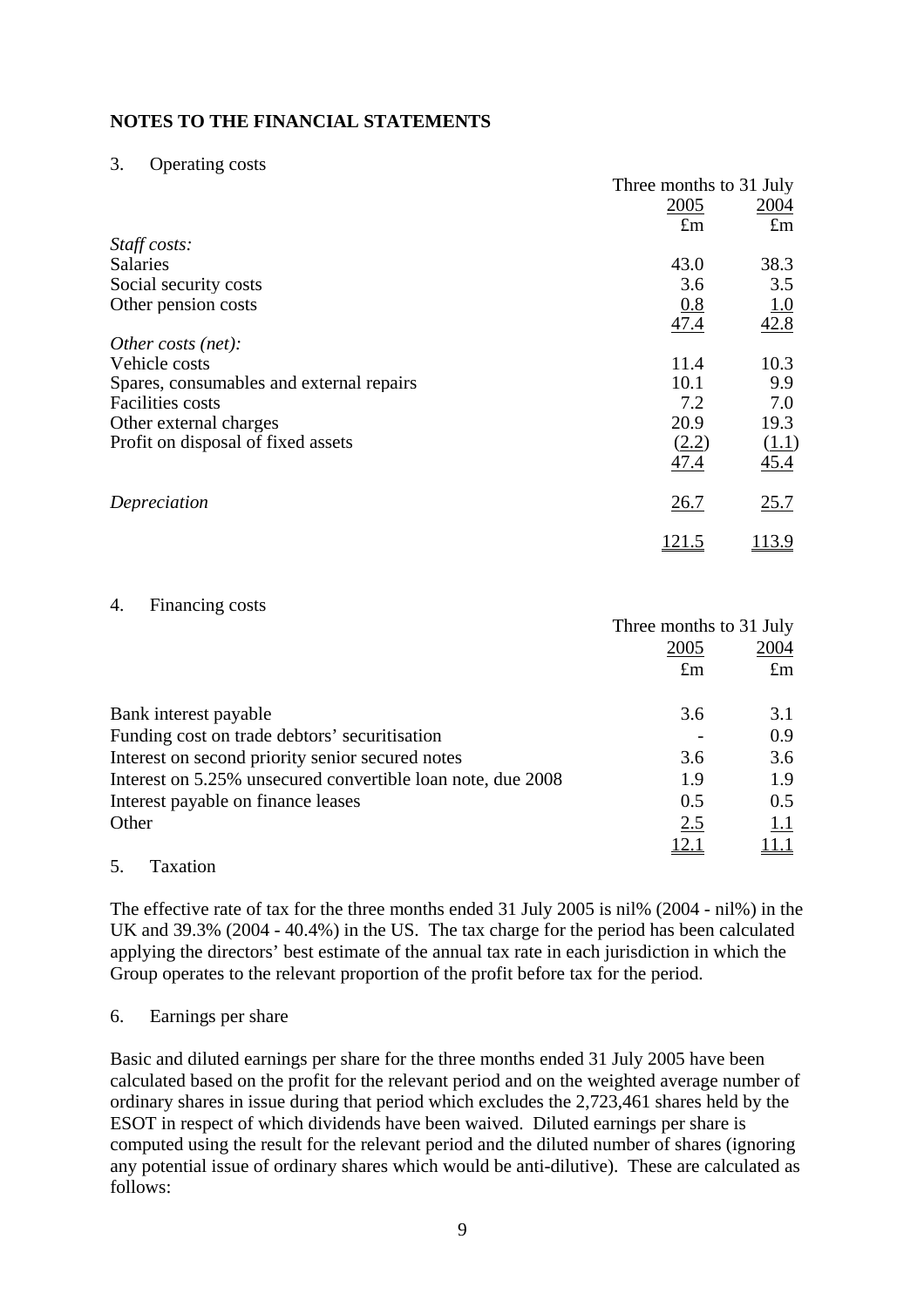## NOTES TO THE FINANCIAL STATEMENTS

3. Operating costs

| | Three months to 31 July | |
|---|---|---|
| | 2005 | 2004 |
| | £m | £m |
| *Staff costs:* | | |
| Salaries | 43.0 | 38.3 |
| Social security costs | 3.6 | 3.5 |
| Other pension costs | 0.8 | 1.0 |
| | 47.4 | 42.8 |
| *Other costs (net):* | | |
| Vehicle costs | 11.4 | 10.3 |
| Spares, consumables and external repairs | 10.1 | 9.9 |
| Facilities costs | 7.2 | 7.0 |
| Other external charges | 20.9 | 19.3 |
| Profit on disposal of fixed assets | (2.2) | (1.1) |
| | 47.4 | 45.4 |
| *Depreciation* | 26.7 | 25.7 |
| | 121.5 | 113.9 |

4. Financing costs

| | Three months to 31 July | |
|---|---|---|
| | 2005 | 2004 |
| | £m | £m |
| Bank interest payable | 3.6 | 3.1 |
| Funding cost on trade debtors' securitisation | - | 0.9 |
| Interest on second priority senior secured notes | 3.6 | 3.6 |
| Interest on 5.25% unsecured convertible loan note, due 2008 | 1.9 | 1.9 |
| Interest payable on finance leases | 0.5 | 0.5 |
| Other | 2.5 | 1.1 |
| | 12.1 | 11.1 |

5. Taxation

The effective rate of tax for the three months ended 31 July 2005 is nil% (2004 - nil%) in the UK and 39.3% (2004 - 40.4%) in the US. The tax charge for the period has been calculated applying the directors' best estimate of the annual tax rate in each jurisdiction in which the Group operates to the relevant proportion of the profit before tax for the period.

6. Earnings per share

Basic and diluted earnings per share for the three months ended 31 July 2005 have been calculated based on the profit for the relevant period and on the weighted average number of ordinary shares in issue during that period which excludes the 2,723,461 shares held by the ESOT in respect of which dividends have been waived. Diluted earnings per share is computed using the result for the relevant period and the diluted number of shares (ignoring any potential issue of ordinary shares which would be anti-dilutive). These are calculated as follows: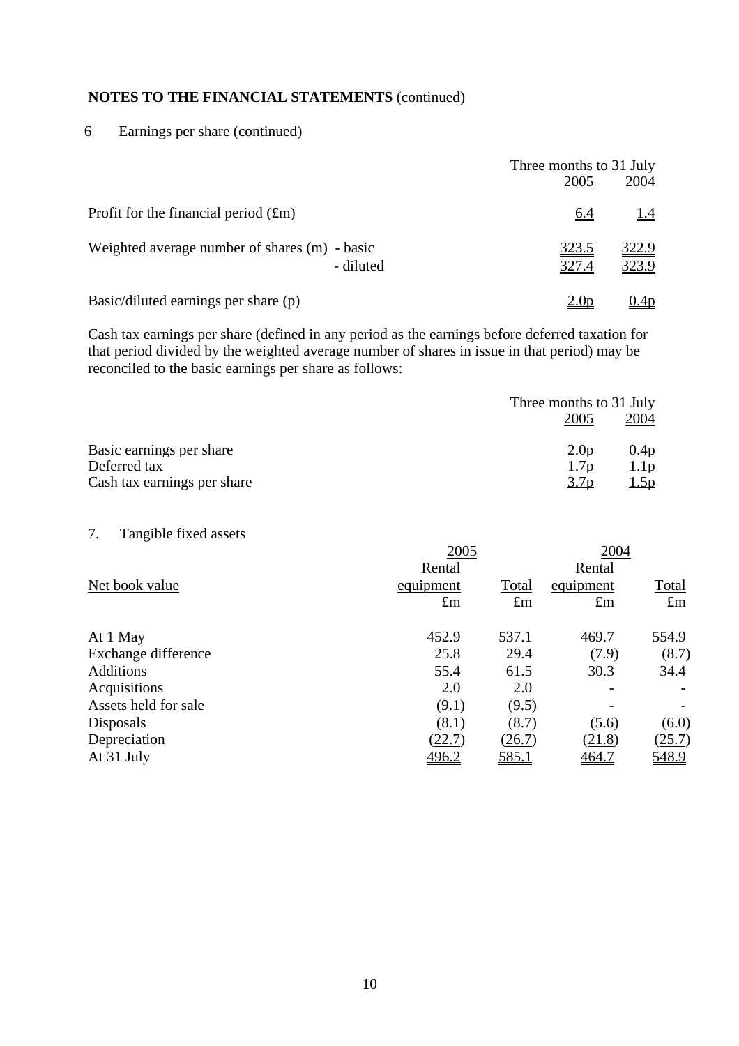**NOTES TO THE FINANCIAL STATEMENTS** (continued)

6 Earnings per share (continued)

| | | Three months to 31 July | |
|---|---|---|---|
| | | 2005 | 2004 |
| Profit for the financial period (£m) | | 6.4 | 1.4 |
| Weighted average number of shares (m) | - basic | 323.5 | 322.9 |
| | - diluted | 327.4 | 323.9 |
| Basic/diluted earnings per share (p) | | 2.0p | 0.4p |

Cash tax earnings per share (defined in any period as the earnings before deferred taxation for that period divided by the weighted average number of shares in issue in that period) may be reconciled to the basic earnings per share as follows:

| | Three months to 31 July | |
|---|---|---|
| | 2005 | 2004 |
| Basic earnings per share | 2.0p | 0.4p |
| Deferred tax | 1.7p | 1.1p |
| Cash tax earnings per share | 3.7p | 1.5p |

7. Tangible fixed assets

| | 2005 | | 2004 | |
|---|---|---|---|---|
| Net book value | Rental equipment £m | Total £m | Rental equipment £m | Total £m |
| At 1 May | 452.9 | 537.1 | 469.7 | 554.9 |
| Exchange difference | 25.8 | 29.4 | (7.9) | (8.7) |
| Additions | 55.4 | 61.5 | 30.3 | 34.4 |
| Acquisitions | 2.0 | 2.0 | - | - |
| Assets held for sale | (9.1) | (9.5) | - | - |
| Disposals | (8.1) | (8.7) | (5.6) | (6.0) |
| Depreciation | (22.7) | (26.7) | (21.8) | (25.7) |
| At 31 July | 496.2 | 585.1 | 464.7 | 548.9 |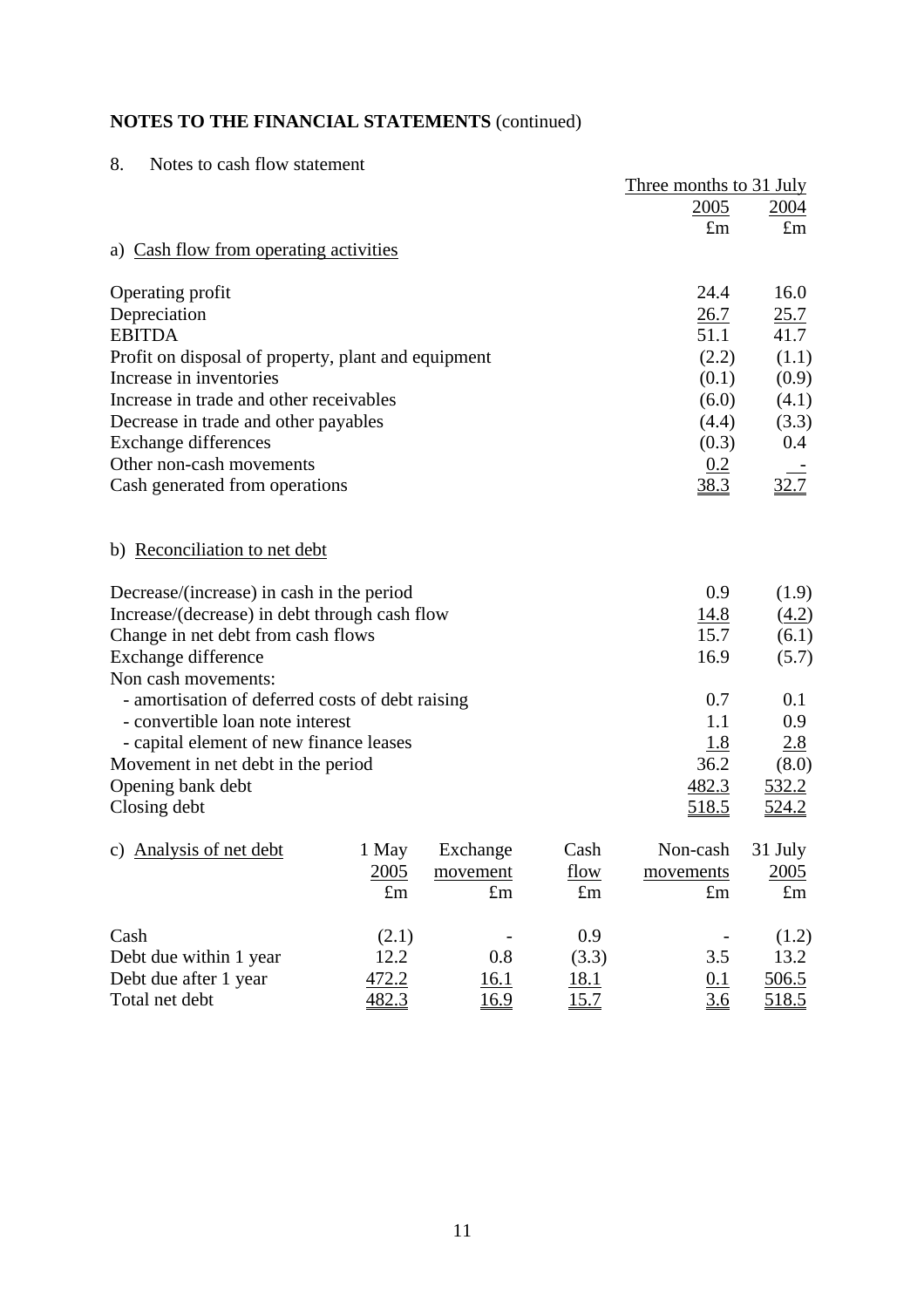**NOTES TO THE FINANCIAL STATEMENTS** (continued)

8. Notes to cash flow statement

| | Three months to 31 July 2005 | Three months to 31 July 2004 |
|---|---|---|
| | £m | £m |
| a) Cash flow from operating activities | | |
| Operating profit | 24.4 | 16.0 |
| Depreciation | 26.7 | 25.7 |
| EBITDA | 51.1 | 41.7 |
| Profit on disposal of property, plant and equipment | (2.2) | (1.1) |
| Increase in inventories | (0.1) | (0.9) |
| Increase in trade and other receivables | (6.0) | (4.1) |
| Decrease in trade and other payables | (4.4) | (3.3) |
| Exchange differences | (0.3) | 0.4 |
| Other non-cash movements | 0.2 | - |
| Cash generated from operations | 38.3 | 32.7 |

b) Reconciliation to net debt

| | 2005 £m | 2004 £m |
|---|---|---|
| Decrease/(increase) in cash in the period | 0.9 | (1.9) |
| Increase/(decrease) in debt through cash flow | 14.8 | (4.2) |
| Change in net debt from cash flows | 15.7 | (6.1) |
| Exchange difference | 16.9 | (5.7) |
| Non cash movements: | | |
| - amortisation of deferred costs of debt raising | 0.7 | 0.1 |
| - convertible loan note interest | 1.1 | 0.9 |
| - capital element of new finance leases | 1.8 | 2.8 |
| Movement in net debt in the period | 36.2 | (8.0) |
| Opening bank debt | 482.3 | 532.2 |
| Closing debt | 518.5 | 524.2 |

| c) Analysis of net debt | 1 May 2005 | Exchange movement | Cash flow | Non-cash movements | 31 July 2005 |
|---|---|---|---|---|---|
| | £m | £m | £m | £m | £m |
| Cash | (2.1) | - | 0.9 | - | (1.2) |
| Debt due within 1 year | 12.2 | 0.8 | (3.3) | 3.5 | 13.2 |
| Debt due after 1 year | 472.2 | 16.1 | 18.1 | 0.1 | 506.5 |
| Total net debt | 482.3 | 16.9 | 15.7 | 3.6 | 518.5 |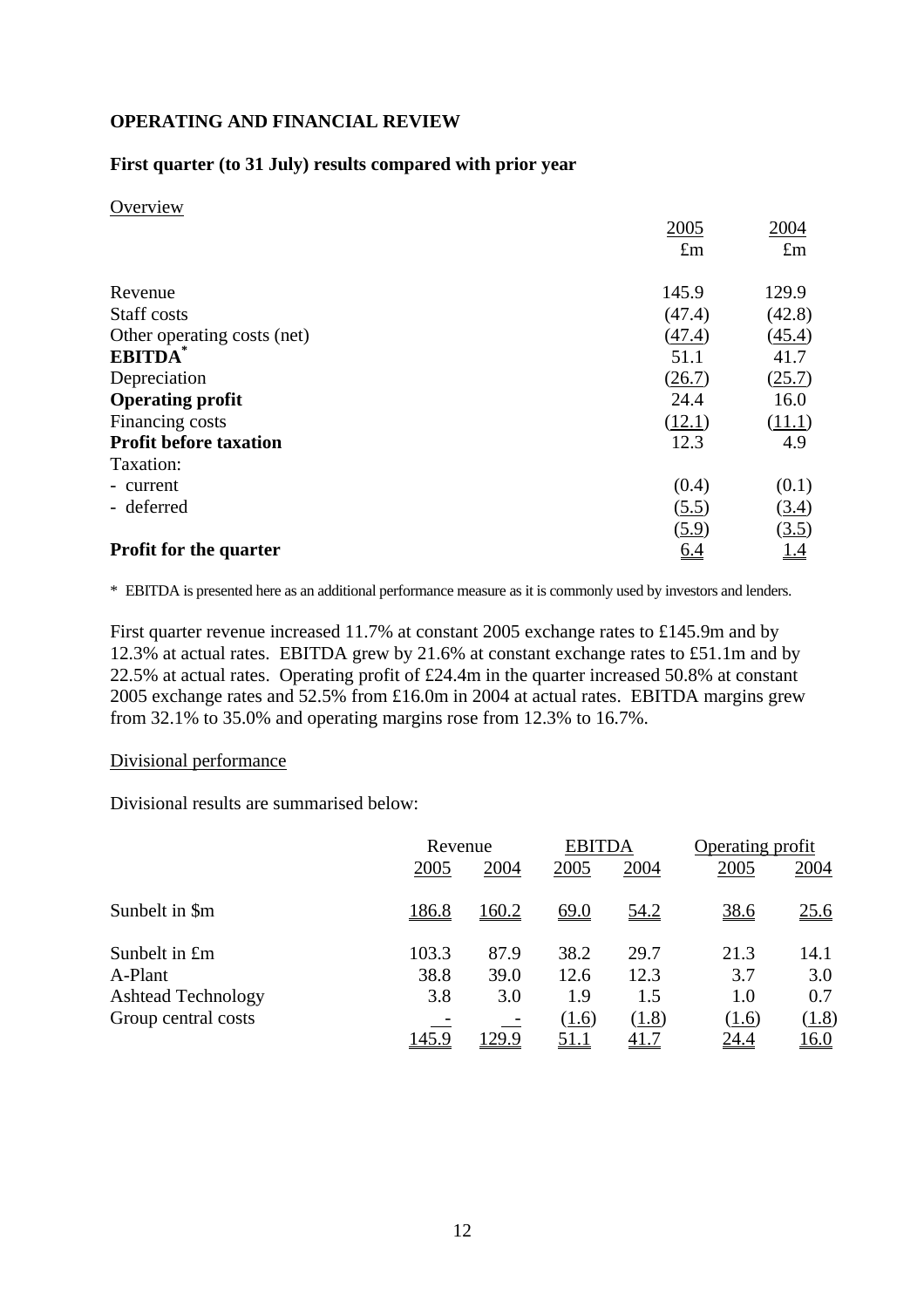## OPERATING AND FINANCIAL REVIEW

### First quarter (to 31 July) results compared with prior year

Overview

| | 2005 | 2004 |
|---|---|---|
| | £m | £m |
| Revenue | 145.9 | 129.9 |
| Staff costs | (47.4) | (42.8) |
| Other operating costs (net) | (47.4) | (45.4) |
| **EBITDA*** | 51.1 | 41.7 |
| Depreciation | (26.7) | (25.7) |
| **Operating profit** | 24.4 | 16.0 |
| Financing costs | (12.1) | (11.1) |
| **Profit before taxation** | 12.3 | 4.9 |
| Taxation: | | |
| - current | (0.4) | (0.1) |
| - deferred | (5.5) | (3.4) |
| | (5.9) | (3.5) |
| **Profit for the quarter** | 6.4 | 1.4 |

* EBITDA is presented here as an additional performance measure as it is commonly used by investors and lenders.

First quarter revenue increased 11.7% at constant 2005 exchange rates to £145.9m and by 12.3% at actual rates. EBITDA grew by 21.6% at constant exchange rates to £51.1m and by 22.5% at actual rates. Operating profit of £24.4m in the quarter increased 50.8% at constant 2005 exchange rates and 52.5% from £16.0m in 2004 at actual rates. EBITDA margins grew from 32.1% to 35.0% and operating margins rose from 12.3% to 16.7%.

Divisional performance

Divisional results are summarised below:

| | Revenue | | EBITDA | | Operating profit | |
|---|---|---|---|---|---|---|
| | 2005 | 2004 | 2005 | 2004 | 2005 | 2004 |
| Sunbelt in $m | 186.8 | 160.2 | 69.0 | 54.2 | 38.6 | 25.6 |
| Sunbelt in £m | 103.3 | 87.9 | 38.2 | 29.7 | 21.3 | 14.1 |
| A-Plant | 38.8 | 39.0 | 12.6 | 12.3 | 3.7 | 3.0 |
| Ashtead Technology | 3.8 | 3.0 | 1.9 | 1.5 | 1.0 | 0.7 |
| Group central costs | - | - | (1.6) | (1.8) | (1.6) | (1.8) |
| | 145.9 | 129.9 | 51.1 | 41.7 | 24.4 | 16.0 |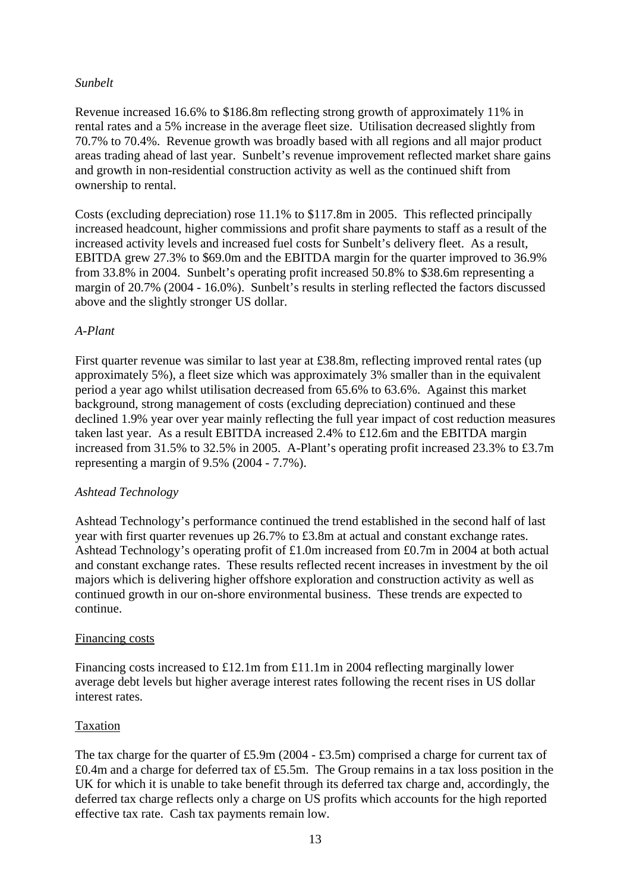*Sunbelt*

Revenue increased 16.6% to $186.8m reflecting strong growth of approximately 11% in rental rates and a 5% increase in the average fleet size. Utilisation decreased slightly from 70.7% to 70.4%. Revenue growth was broadly based with all regions and all major product areas trading ahead of last year. Sunbelt's revenue improvement reflected market share gains and growth in non-residential construction activity as well as the continued shift from ownership to rental.

Costs (excluding depreciation) rose 11.1% to $117.8m in 2005. This reflected principally increased headcount, higher commissions and profit share payments to staff as a result of the increased activity levels and increased fuel costs for Sunbelt's delivery fleet. As a result, EBITDA grew 27.3% to $69.0m and the EBITDA margin for the quarter improved to 36.9% from 33.8% in 2004. Sunbelt's operating profit increased 50.8% to $38.6m representing a margin of 20.7% (2004 - 16.0%). Sunbelt's results in sterling reflected the factors discussed above and the slightly stronger US dollar.

*A-Plant*

First quarter revenue was similar to last year at £38.8m, reflecting improved rental rates (up approximately 5%), a fleet size which was approximately 3% smaller than in the equivalent period a year ago whilst utilisation decreased from 65.6% to 63.6%. Against this market background, strong management of costs (excluding depreciation) continued and these declined 1.9% year over year mainly reflecting the full year impact of cost reduction measures taken last year. As a result EBITDA increased 2.4% to £12.6m and the EBITDA margin increased from 31.5% to 32.5% in 2005. A-Plant's operating profit increased 23.3% to £3.7m representing a margin of 9.5% (2004 - 7.7%).

*Ashtead Technology*

Ashtead Technology's performance continued the trend established in the second half of last year with first quarter revenues up 26.7% to £3.8m at actual and constant exchange rates. Ashtead Technology's operating profit of £1.0m increased from £0.7m in 2004 at both actual and constant exchange rates. These results reflected recent increases in investment by the oil majors which is delivering higher offshore exploration and construction activity as well as continued growth in our on-shore environmental business. These trends are expected to continue.

Financing costs

Financing costs increased to £12.1m from £11.1m in 2004 reflecting marginally lower average debt levels but higher average interest rates following the recent rises in US dollar interest rates.

Taxation

The tax charge for the quarter of £5.9m (2004 - £3.5m) comprised a charge for current tax of £0.4m and a charge for deferred tax of £5.5m. The Group remains in a tax loss position in the UK for which it is unable to take benefit through its deferred tax charge and, accordingly, the deferred tax charge reflects only a charge on US profits which accounts for the high reported effective tax rate. Cash tax payments remain low.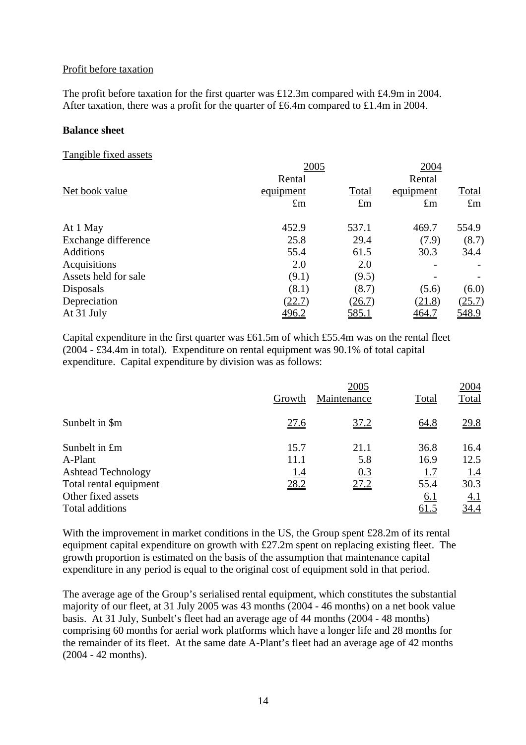Profit before taxation

The profit before taxation for the first quarter was £12.3m compared with £4.9m in 2004. After taxation, there was a profit for the quarter of £6.4m compared to £1.4m in 2004.

**Balance sheet**

Tangible fixed assets

| Net book value | 2005 Rental equipment £m | 2005 Total £m | 2004 Rental equipment £m | 2004 Total £m |
|---|---|---|---|---|
| At 1 May | 452.9 | 537.1 | 469.7 | 554.9 |
| Exchange difference | 25.8 | 29.4 | (7.9) | (8.7) |
| Additions | 55.4 | 61.5 | 30.3 | 34.4 |
| Acquisitions | 2.0 | 2.0 | - | - |
| Assets held for sale | (9.1) | (9.5) | - | - |
| Disposals | (8.1) | (8.7) | (5.6) | (6.0) |
| Depreciation | (22.7) | (26.7) | (21.8) | (25.7) |
| At 31 July | 496.2 | 585.1 | 464.7 | 548.9 |

Capital expenditure in the first quarter was £61.5m of which £55.4m was on the rental fleet (2004 - £34.4m in total). Expenditure on rental equipment was 90.1% of total capital expenditure. Capital expenditure by division was as follows:

| | 2005 Growth | 2005 Maintenance | 2005 Total | 2004 Total |
|---|---|---|---|---|
| Sunbelt in $m | 27.6 | 37.2 | 64.8 | 29.8 |
| Sunbelt in £m | 15.7 | 21.1 | 36.8 | 16.4 |
| A-Plant | 11.1 | 5.8 | 16.9 | 12.5 |
| Ashtead Technology | 1.4 | 0.3 | 1.7 | 1.4 |
| Total rental equipment | 28.2 | 27.2 | 55.4 | 30.3 |
| Other fixed assets | | | 6.1 | 4.1 |
| Total additions | | | 61.5 | 34.4 |

With the improvement in market conditions in the US, the Group spent £28.2m of its rental equipment capital expenditure on growth with £27.2m spent on replacing existing fleet. The growth proportion is estimated on the basis of the assumption that maintenance capital expenditure in any period is equal to the original cost of equipment sold in that period.

The average age of the Group's serialised rental equipment, which constitutes the substantial majority of our fleet, at 31 July 2005 was 43 months (2004 - 46 months) on a net book value basis. At 31 July, Sunbelt's fleet had an average age of 44 months (2004 - 48 months) comprising 60 months for aerial work platforms which have a longer life and 28 months for the remainder of its fleet. At the same date A-Plant's fleet had an average age of 42 months (2004 - 42 months).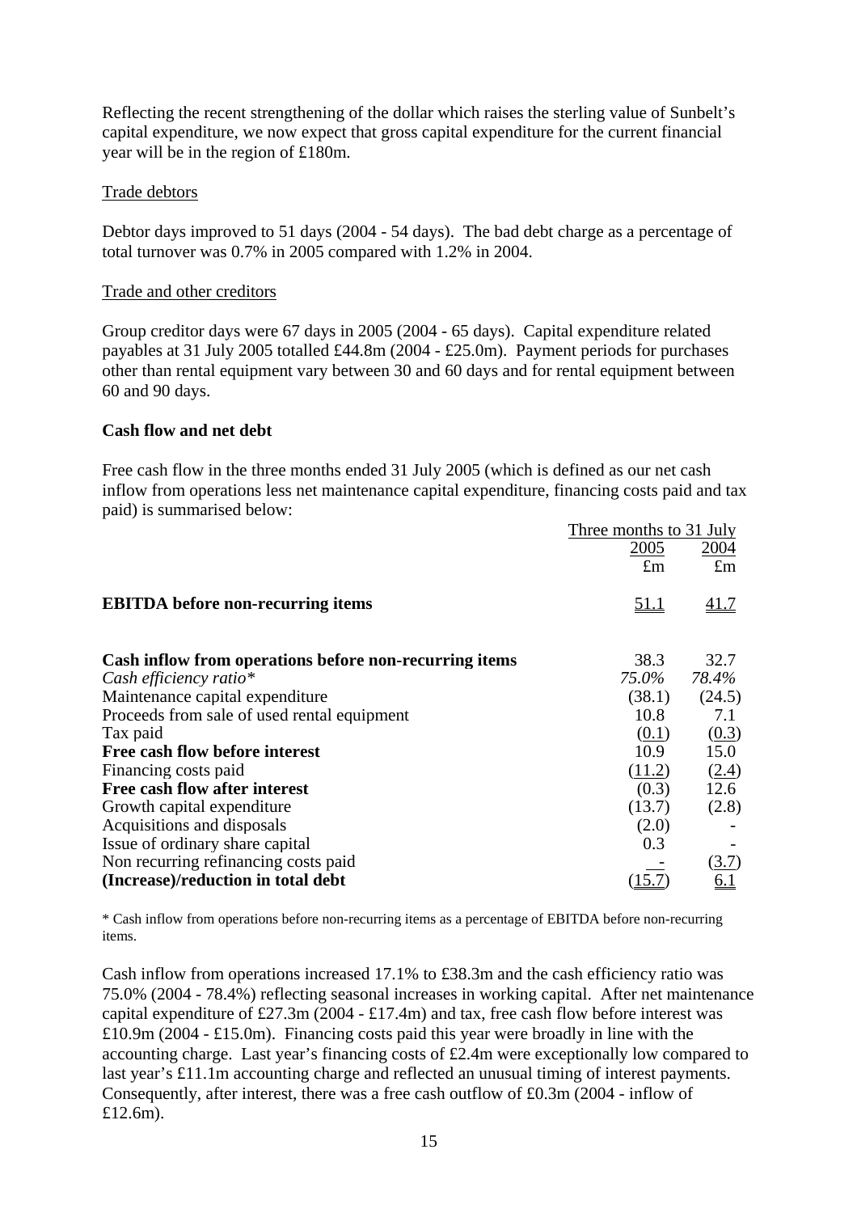Reflecting the recent strengthening of the dollar which raises the sterling value of Sunbelt's capital expenditure, we now expect that gross capital expenditure for the current financial year will be in the region of £180m.

Trade debtors

Debtor days improved to 51 days (2004 - 54 days). The bad debt charge as a percentage of total turnover was 0.7% in 2005 compared with 1.2% in 2004.

Trade and other creditors

Group creditor days were 67 days in 2005 (2004 - 65 days). Capital expenditure related payables at 31 July 2005 totalled £44.8m (2004 - £25.0m). Payment periods for purchases other than rental equipment vary between 30 and 60 days and for rental equipment between 60 and 90 days.

**Cash flow and net debt**

Free cash flow in the three months ended 31 July 2005 (which is defined as our net cash inflow from operations less net maintenance capital expenditure, financing costs paid and tax paid) is summarised below:

| | Three months to 31 July | |
|---|---|---|
| | 2005 | 2004 |
| | £m | £m |
| **EBITDA before non-recurring items** | 51.1 | 41.7 |
| | | |
| **Cash inflow from operations before non-recurring items** | 38.3 | 32.7 |
| *Cash efficiency ratio** | *75.0%* | *78.4%* |
| Maintenance capital expenditure | (38.1) | (24.5) |
| Proceeds from sale of used rental equipment | 10.8 | 7.1 |
| Tax paid | (0.1) | (0.3) |
| **Free cash flow before interest** | 10.9 | 15.0 |
| Financing costs paid | (11.2) | (2.4) |
| **Free cash flow after interest** | (0.3) | 12.6 |
| Growth capital expenditure | (13.7) | (2.8) |
| Acquisitions and disposals | (2.0) | - |
| Issue of ordinary share capital | 0.3 | - |
| Non recurring refinancing costs paid | - | (3.7) |
| **(Increase)/reduction in total debt** | (15.7) | 6.1 |

\* Cash inflow from operations before non-recurring items as a percentage of EBITDA before non-recurring items.

Cash inflow from operations increased 17.1% to £38.3m and the cash efficiency ratio was 75.0% (2004 - 78.4%) reflecting seasonal increases in working capital. After net maintenance capital expenditure of £27.3m (2004 - £17.4m) and tax, free cash flow before interest was £10.9m (2004 - £15.0m). Financing costs paid this year were broadly in line with the accounting charge. Last year's financing costs of £2.4m were exceptionally low compared to last year's £11.1m accounting charge and reflected an unusual timing of interest payments. Consequently, after interest, there was a free cash outflow of £0.3m (2004 - inflow of £12.6m).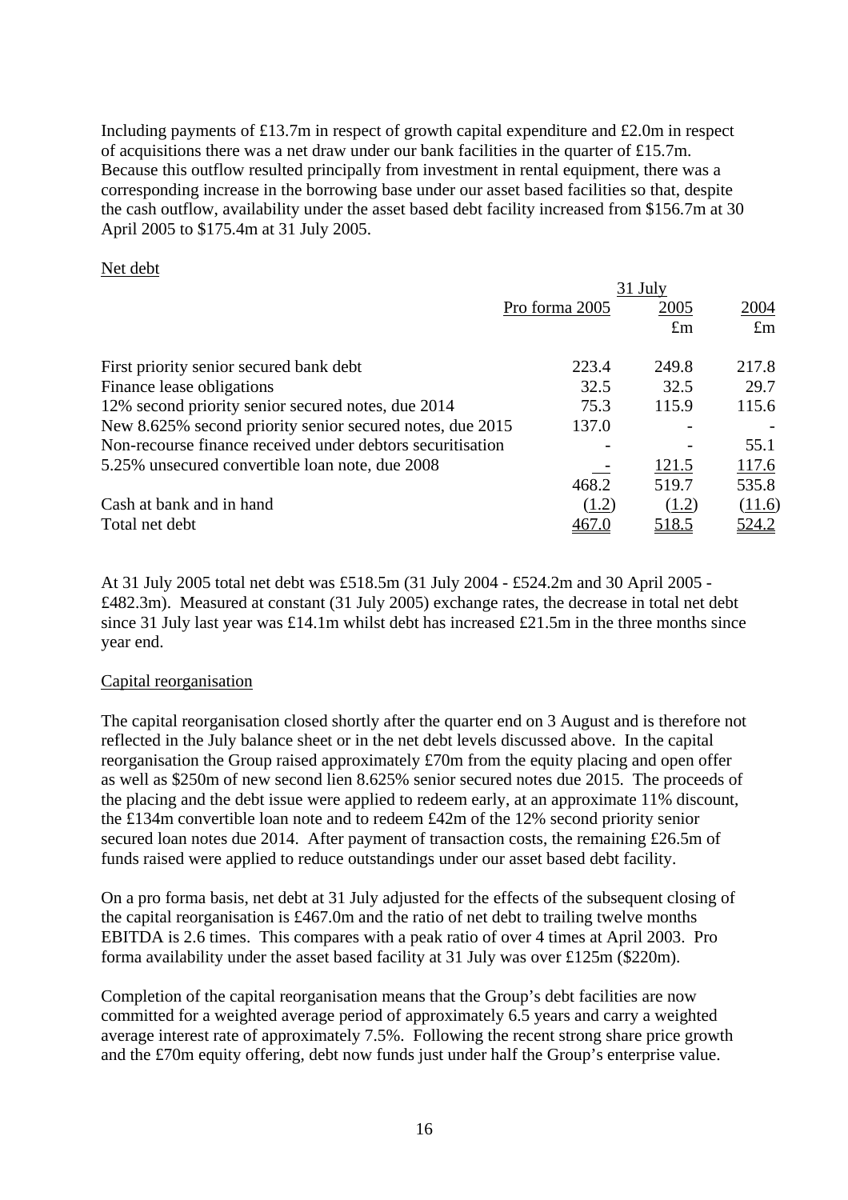Including payments of £13.7m in respect of growth capital expenditure and £2.0m in respect of acquisitions there was a net draw under our bank facilities in the quarter of £15.7m. Because this outflow resulted principally from investment in rental equipment, there was a corresponding increase in the borrowing base under our asset based facilities so that, despite the cash outflow, availability under the asset based debt facility increased from $156.7m at 30 April 2005 to $175.4m at 31 July 2005.

Net debt

| | Pro forma 2005 | 31 July 2005 £m | 31 July 2004 £m |
|---|---|---|---|
| First priority senior secured bank debt | 223.4 | 249.8 | 217.8 |
| Finance lease obligations | 32.5 | 32.5 | 29.7 |
| 12% second priority senior secured notes, due 2014 | 75.3 | 115.9 | 115.6 |
| New 8.625% second priority senior secured notes, due 2015 | 137.0 | - | - |
| Non-recourse finance received under debtors securitisation | - | - | 55.1 |
| 5.25% unsecured convertible loan note, due 2008 | - | 121.5 | 117.6 |
| | 468.2 | 519.7 | 535.8 |
| Cash at bank and in hand | (1.2) | (1.2) | (11.6) |
| Total net debt | 467.0 | 518.5 | 524.2 |

At 31 July 2005 total net debt was £518.5m (31 July 2004 - £524.2m and 30 April 2005 - £482.3m). Measured at constant (31 July 2005) exchange rates, the decrease in total net debt since 31 July last year was £14.1m whilst debt has increased £21.5m in the three months since year end.

Capital reorganisation

The capital reorganisation closed shortly after the quarter end on 3 August and is therefore not reflected in the July balance sheet or in the net debt levels discussed above. In the capital reorganisation the Group raised approximately £70m from the equity placing and open offer as well as $250m of new second lien 8.625% senior secured notes due 2015. The proceeds of the placing and the debt issue were applied to redeem early, at an approximate 11% discount, the £134m convertible loan note and to redeem £42m of the 12% second priority senior secured loan notes due 2014. After payment of transaction costs, the remaining £26.5m of funds raised were applied to reduce outstandings under our asset based debt facility.

On a pro forma basis, net debt at 31 July adjusted for the effects of the subsequent closing of the capital reorganisation is £467.0m and the ratio of net debt to trailing twelve months EBITDA is 2.6 times. This compares with a peak ratio of over 4 times at April 2003. Pro forma availability under the asset based facility at 31 July was over £125m ($220m).

Completion of the capital reorganisation means that the Group's debt facilities are now committed for a weighted average period of approximately 6.5 years and carry a weighted average interest rate of approximately 7.5%. Following the recent strong share price growth and the £70m equity offering, debt now funds just under half the Group's enterprise value.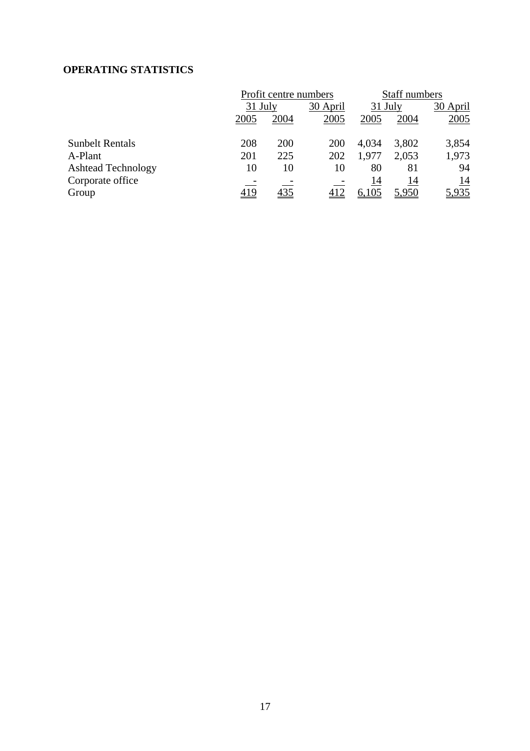**OPERATING STATISTICS**

| | Profit centre numbers | | | Staff numbers | | |
|---|---|---|---|---|---|---|
| | 31 July | | 30 April | 31 July | | 30 April |
| | 2005 | 2004 | 2005 | 2005 | 2004 | 2005 |
| Sunbelt Rentals | 208 | 200 | 200 | 4,034 | 3,802 | 3,854 |
| A-Plant | 201 | 225 | 202 | 1,977 | 2,053 | 1,973 |
| Ashtead Technology | 10 | 10 | 10 | 80 | 81 | 94 |
| Corporate office | - | - | - | 14 | 14 | 14 |
| Group | 419 | 435 | 412 | 6,105 | 5,950 | 5,935 |